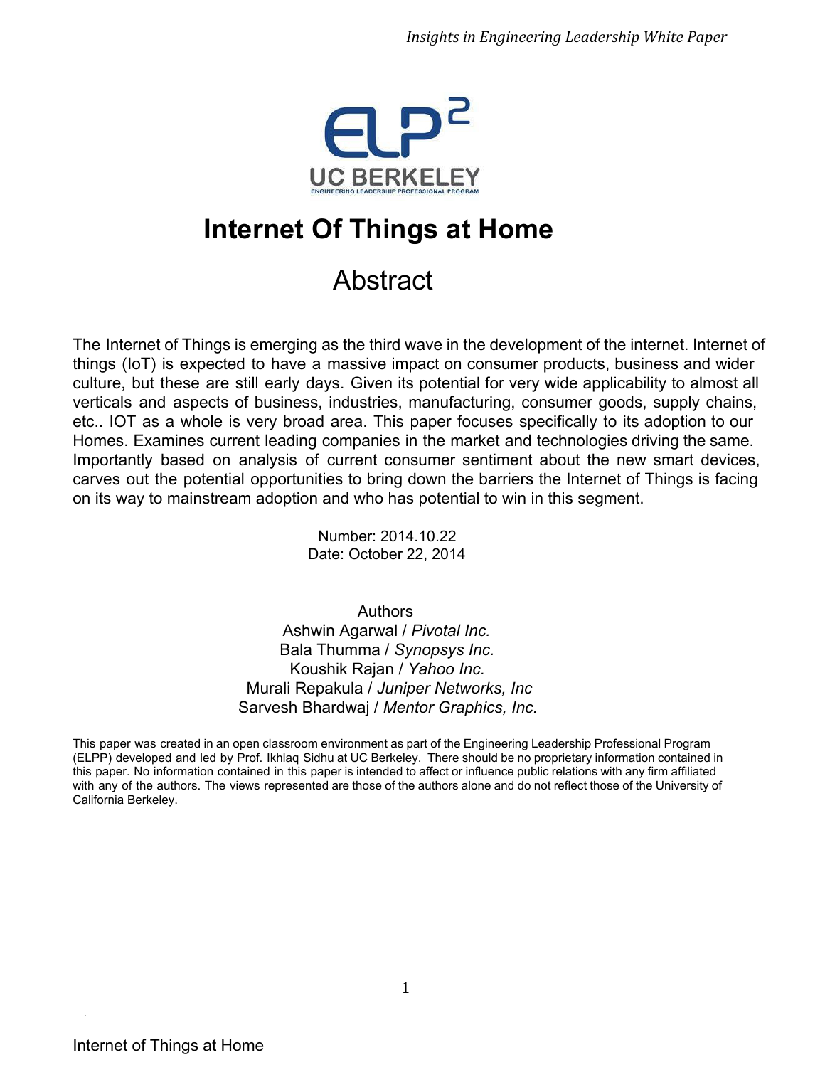# Internet Of Things at Home

## Abstract

The Internet of Things is emerging as the third wave in the development of the internet. Internet of things (IoT) is expected to have a massive impact on consumer products, business and wider culture, but these are still early days. Given its potential for very wide applicability to almost all verticals and aspects of business, industries, manufacturing, consumer goods, supply chains, etc.. IOT as a whole is very broad area. This paper focuses specifically to its adoption to our Homes. Examines current leading companies in the market and technologies driving the same. Importantly based on analysis of current consumer sentiment about the new smart devices, carves out the potential opportunities to bring down the barriers the Internet of Things is facing on its way to mainstream adoption and who has potential to win in this segment.

Number: 2014.10.22
Date: October 22, 2014

Authors
Ashwin Agarwal / *Pivotal Inc.*
Bala Thumma / *Synopsys Inc.*
Koushik Rajan / *Yahoo Inc.*
Murali Repakula / *Juniper Networks, Inc*
Sarvesh Bhardwaj / *Mentor Graphics, Inc.*

This paper was created in an open classroom environment as part of the Engineering Leadership Professional Program (ELPP) developed and led by Prof. Ikhlaq Sidhu at UC Berkeley. There should be no proprietary information contained in this paper. No information contained in this paper is intended to affect or influence public relations with any firm affiliated with any of the authors. The views represented are those of the authors alone and do not reflect those of the University of California Berkeley.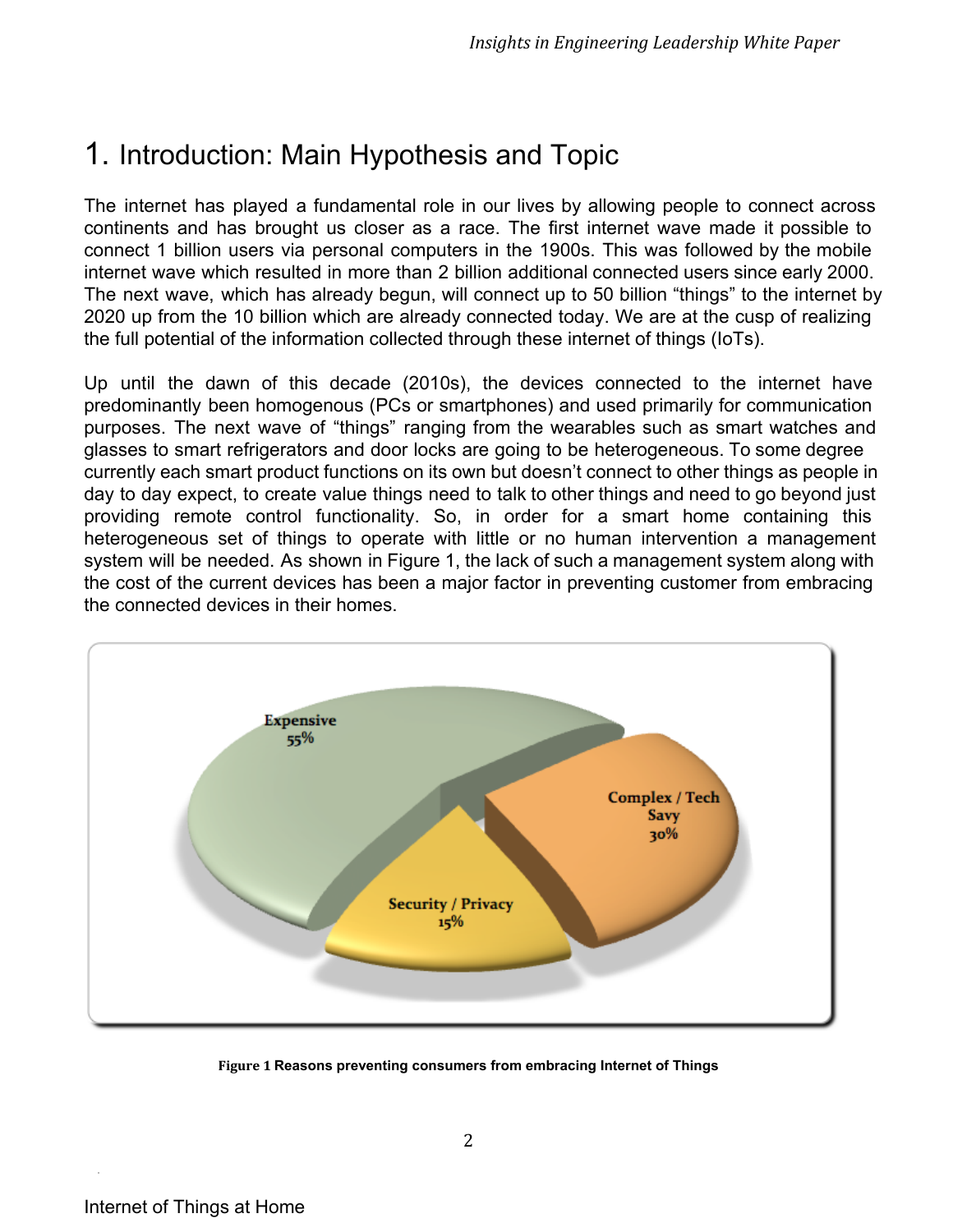# 1. Introduction: Main Hypothesis and Topic

The internet has played a fundamental role in our lives by allowing people to connect across continents and has brought us closer as a race. The first internet wave made it possible to connect 1 billion users via personal computers in the 1900s. This was followed by the mobile internet wave which resulted in more than 2 billion additional connected users since early 2000. The next wave, which has already begun, will connect up to 50 billion "things" to the internet by 2020 up from the 10 billion which are already connected today. We are at the cusp of realizing the full potential of the information collected through these internet of things (IoTs).

Up until the dawn of this decade (2010s), the devices connected to the internet have predominantly been homogenous (PCs or smartphones) and used primarily for communication purposes. The next wave of "things" ranging from the wearables such as smart watches and glasses to smart refrigerators and door locks are going to be heterogeneous. To some degree currently each smart product functions on its own but doesn't connect to other things as people in day to day expect, to create value things need to talk to other things and need to go beyond just providing remote control functionality. So, in order for a smart home containing this heterogeneous set of things to operate with little or no human intervention a management system will be needed. As shown in Figure 1, the lack of such a management system along with the cost of the current devices has been a major factor in preventing customer from embracing the connected devices in their homes.

Expensive 55%

Complex / Tech Savy 30%

Security / Privacy 15%

**Figure 1 Reasons preventing consumers from embracing Internet of Things**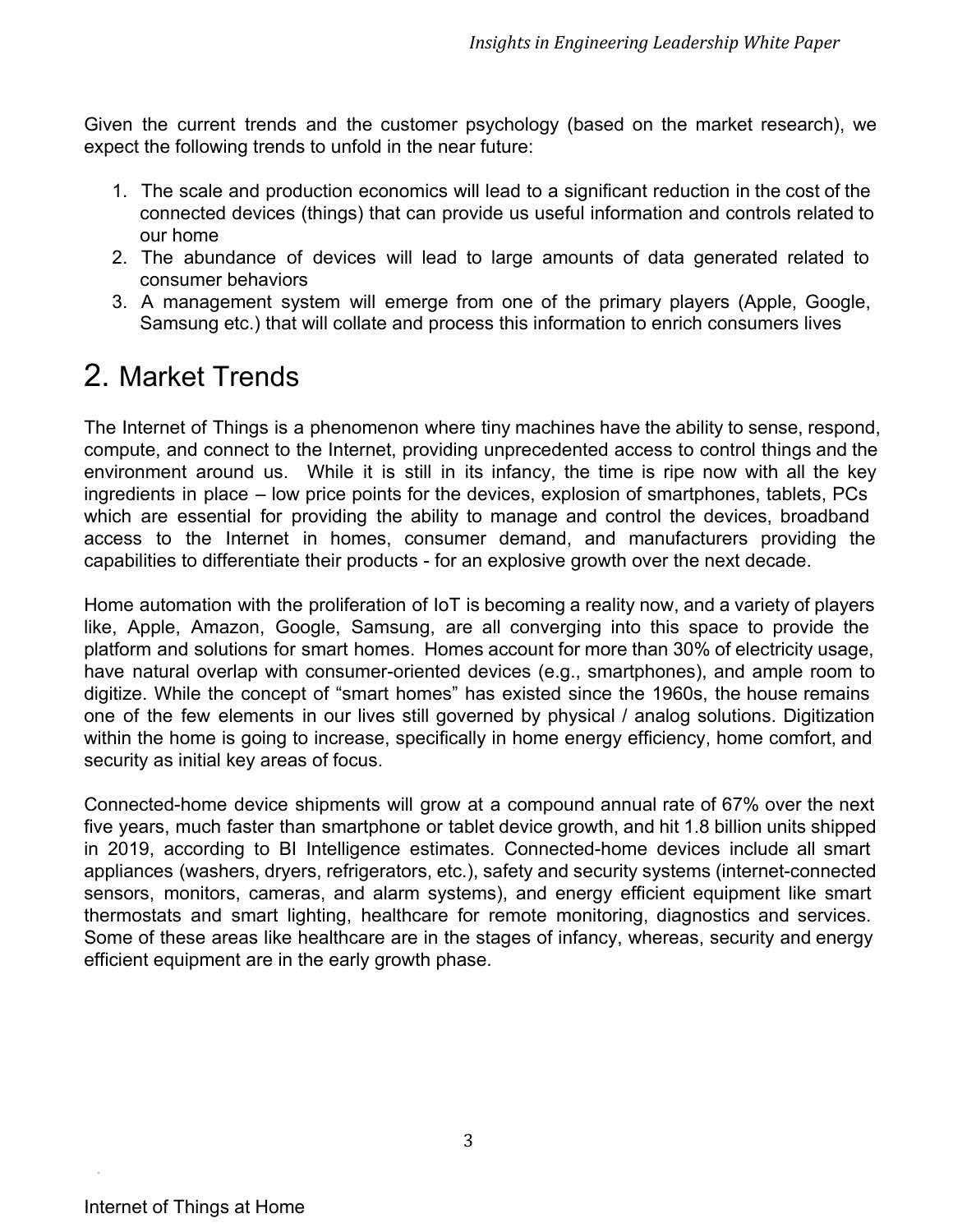Given the current trends and the customer psychology (based on the market research), we expect the following trends to unfold in the near future:

1. The scale and production economics will lead to a significant reduction in the cost of the connected devices (things) that can provide us useful information and controls related to our home
2. The abundance of devices will lead to large amounts of data generated related to consumer behaviors
3. A management system will emerge from one of the primary players (Apple, Google, Samsung etc.) that will collate and process this information to enrich consumers lives

# 2. Market Trends

The Internet of Things is a phenomenon where tiny machines have the ability to sense, respond, compute, and connect to the Internet, providing unprecedented access to control things and the environment around us. While it is still in its infancy, the time is ripe now with all the key ingredients in place – low price points for the devices, explosion of smartphones, tablets, PCs which are essential for providing the ability to manage and control the devices, broadband access to the Internet in homes, consumer demand, and manufacturers providing the capabilities to differentiate their products - for an explosive growth over the next decade.

Home automation with the proliferation of IoT is becoming a reality now, and a variety of players like, Apple, Amazon, Google, Samsung, are all converging into this space to provide the platform and solutions for smart homes. Homes account for more than 30% of electricity usage, have natural overlap with consumer-oriented devices (e.g., smartphones), and ample room to digitize. While the concept of "smart homes" has existed since the 1960s, the house remains one of the few elements in our lives still governed by physical / analog solutions. Digitization within the home is going to increase, specifically in home energy efficiency, home comfort, and security as initial key areas of focus.

Connected-home device shipments will grow at a compound annual rate of 67% over the next five years, much faster than smartphone or tablet device growth, and hit 1.8 billion units shipped in 2019, according to BI Intelligence estimates. Connected-home devices include all smart appliances (washers, dryers, refrigerators, etc.), safety and security systems (internet-connected sensors, monitors, cameras, and alarm systems), and energy efficient equipment like smart thermostats and smart lighting, healthcare for remote monitoring, diagnostics and services. Some of these areas like healthcare are in the stages of infancy, whereas, security and energy efficient equipment are in the early growth phase.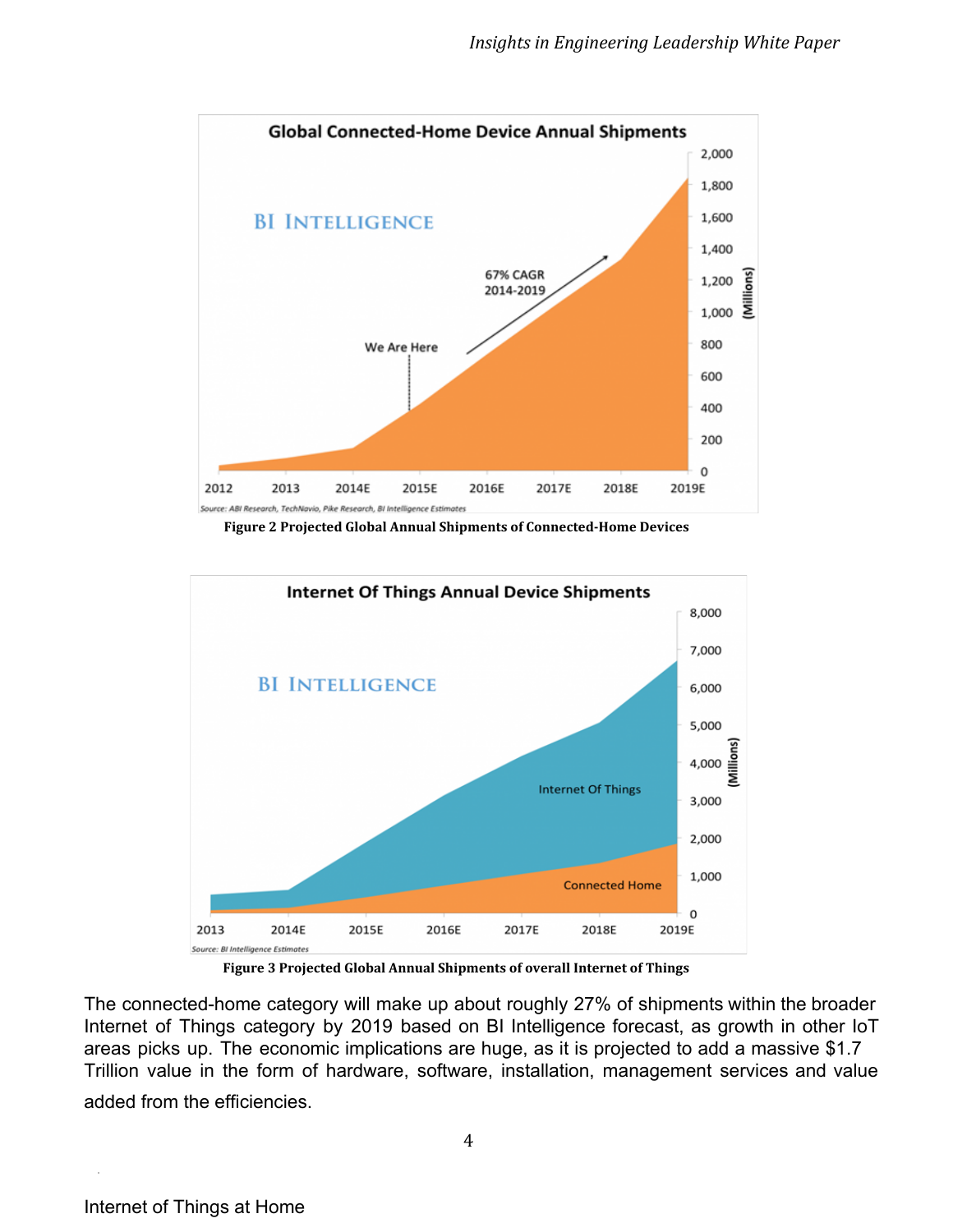**Figure 2 Projected Global Annual Shipments of Connected-Home Devices**

**Figure 3 Projected Global Annual Shipments of overall Internet of Things**

The connected-home category will make up about roughly 27% of shipments within the broader Internet of Things category by 2019 based on BI Intelligence forecast, as growth in other IoT areas picks up. The economic implications are huge, as it is projected to add a massive $1.7 Trillion value in the form of hardware, software, installation, management services and value added from the efficiencies.

## Internet of Things at Home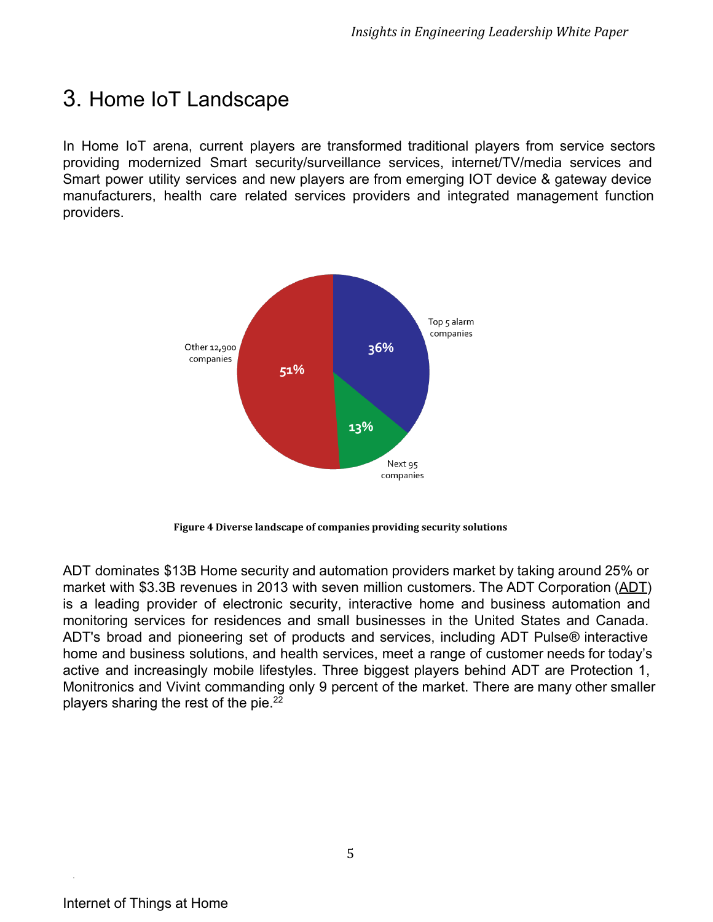# 3. Home IoT Landscape

In Home IoT arena, current players are transformed traditional players from service sectors providing modernized Smart security/surveillance services, internet/TV/media services and Smart power utility services and new players are from emerging IOT device & gateway device manufacturers, health care related services providers and integrated management function providers.

Top 5 alarm companies 36%

Next 95 companies 13%

Other 12,900 companies 51%

**Figure 4 Diverse landscape of companies providing security solutions**

ADT dominates $13B Home security and automation providers market by taking around 25% or market with $3.3B revenues in 2013 with seven million customers. The ADT Corporation (ADT) is a leading provider of electronic security, interactive home and business automation and monitoring services for residences and small businesses in the United States and Canada. ADT's broad and pioneering set of products and services, including ADT Pulse® interactive home and business solutions, and health services, meet a range of customer needs for today's active and increasingly mobile lifestyles. Three biggest players behind ADT are Protection 1, Monitronics and Vivint commanding only 9 percent of the market. There are many other smaller players sharing the rest of the pie.[22]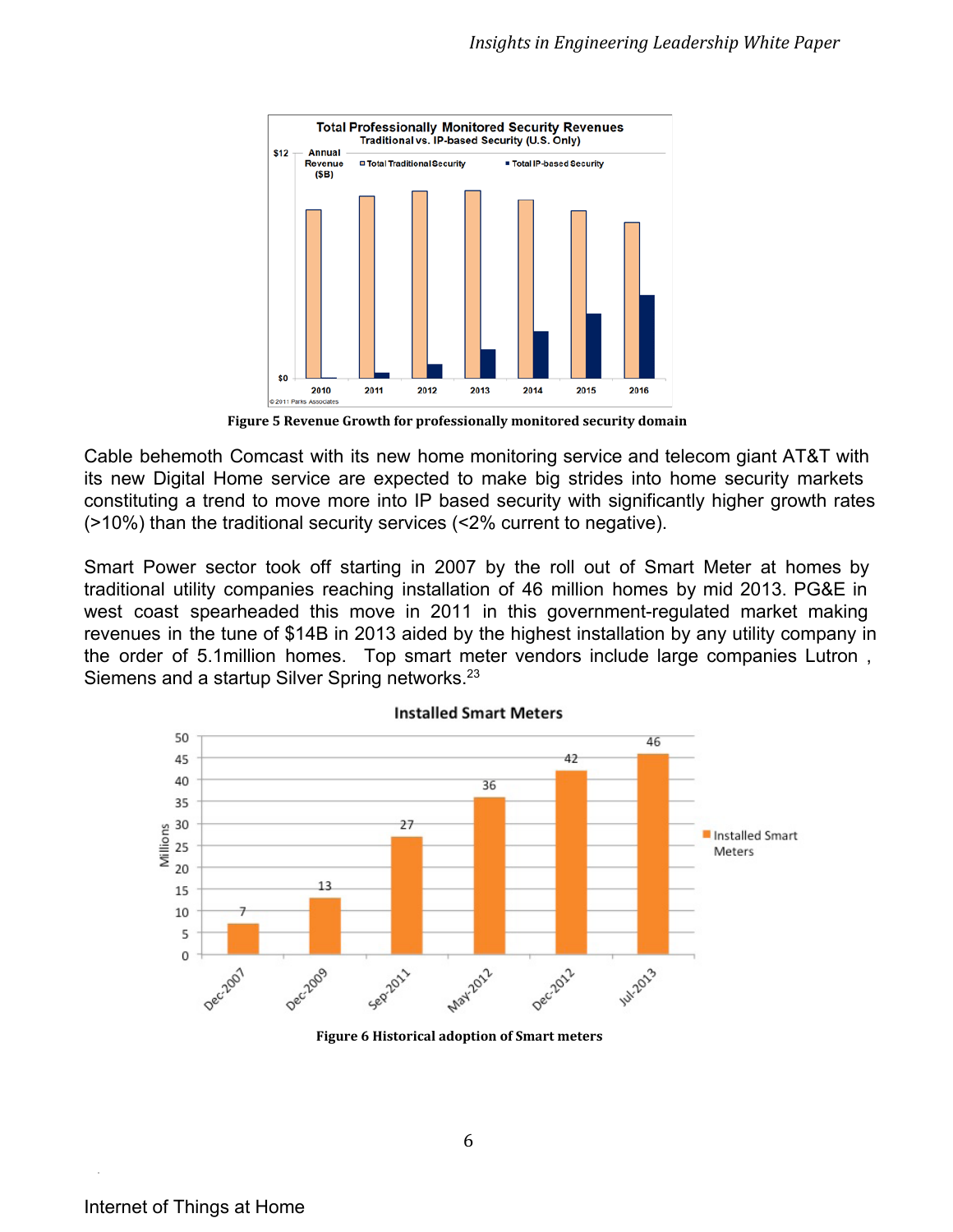Figure 5 Revenue Growth for professionally monitored security domain

Cable behemoth Comcast with its new home monitoring service and telecom giant AT&T with its new Digital Home service are expected to make big strides into home security markets constituting a trend to move more into IP based security with significantly higher growth rates (>10%) than the traditional security services (<2% current to negative).

Smart Power sector took off starting in 2007 by the roll out of Smart Meter at homes by traditional utility companies reaching installation of 46 million homes by mid 2013. PG&E in west coast spearheaded this move in 2011 in this government-regulated market making revenues in the tune of $14B in 2013 aided by the highest installation by any utility company in the order of 5.1million homes. Top smart meter vendors include large companies Lutron , Siemens and a startup Silver Spring networks.[23]

Figure 6 Historical adoption of Smart meters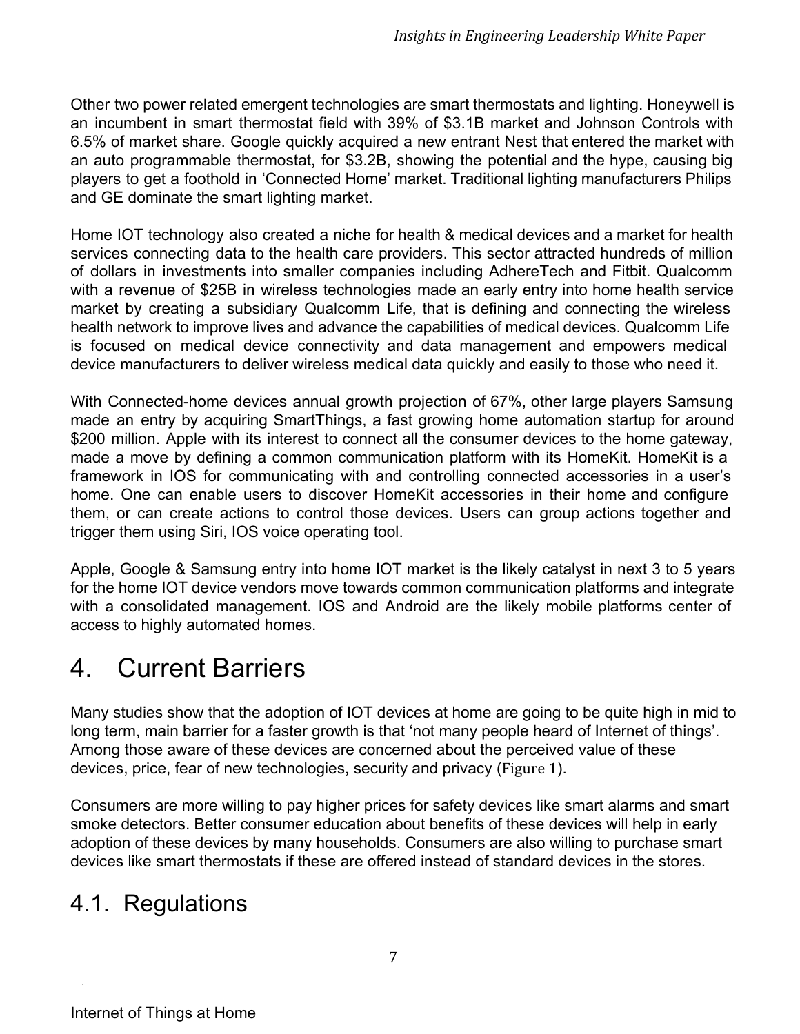Other two power related emergent technologies are smart thermostats and lighting. Honeywell is an incumbent in smart thermostat field with 39% of $3.1B market and Johnson Controls with 6.5% of market share. Google quickly acquired a new entrant Nest that entered the market with an auto programmable thermostat, for $3.2B, showing the potential and the hype, causing big players to get a foothold in 'Connected Home' market. Traditional lighting manufacturers Philips and GE dominate the smart lighting market.

Home IOT technology also created a niche for health & medical devices and a market for health services connecting data to the health care providers. This sector attracted hundreds of million of dollars in investments into smaller companies including AdhereTech and Fitbit. Qualcomm with a revenue of $25B in wireless technologies made an early entry into home health service market by creating a subsidiary Qualcomm Life, that is defining and connecting the wireless health network to improve lives and advance the capabilities of medical devices. Qualcomm Life is focused on medical device connectivity and data management and empowers medical device manufacturers to deliver wireless medical data quickly and easily to those who need it.

With Connected-home devices annual growth projection of 67%, other large players Samsung made an entry by acquiring SmartThings, a fast growing home automation startup for around $200 million. Apple with its interest to connect all the consumer devices to the home gateway, made a move by defining a common communication platform with its HomeKit. HomeKit is a framework in IOS for communicating with and controlling connected accessories in a user's home. One can enable users to discover HomeKit accessories in their home and configure them, or can create actions to control those devices. Users can group actions together and trigger them using Siri, IOS voice operating tool.

Apple, Google & Samsung entry into home IOT market is the likely catalyst in next 3 to 5 years for the home IOT device vendors move towards common communication platforms and integrate with a consolidated management. IOS and Android are the likely mobile platforms center of access to highly automated homes.

# 4. Current Barriers

Many studies show that the adoption of IOT devices at home are going to be quite high in mid to long term, main barrier for a faster growth is that 'not many people heard of Internet of things'. Among those aware of these devices are concerned about the perceived value of these devices, price, fear of new technologies, security and privacy (Figure 1).

Consumers are more willing to pay higher prices for safety devices like smart alarms and smart smoke detectors. Better consumer education about benefits of these devices will help in early adoption of these devices by many households. Consumers are also willing to purchase smart devices like smart thermostats if these are offered instead of standard devices in the stores.

## 4.1. Regulations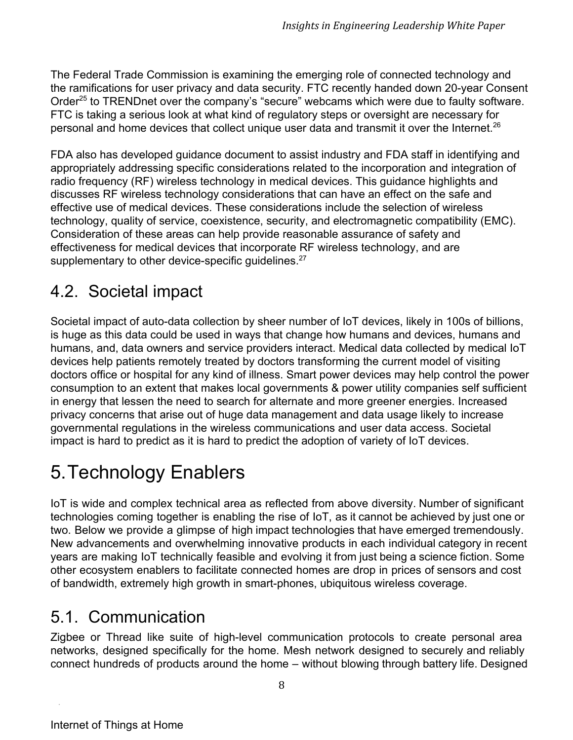The Federal Trade Commission is examining the emerging role of connected technology and the ramifications for user privacy and data security. FTC recently handed down 20-year Consent Order[25] to TRENDnet over the company's "secure" webcams which were due to faulty software. FTC is taking a serious look at what kind of regulatory steps or oversight are necessary for personal and home devices that collect unique user data and transmit it over the Internet.[26]

FDA also has developed guidance document to assist industry and FDA staff in identifying and appropriately addressing specific considerations related to the incorporation and integration of radio frequency (RF) wireless technology in medical devices. This guidance highlights and discusses RF wireless technology considerations that can have an effect on the safe and effective use of medical devices. These considerations include the selection of wireless technology, quality of service, coexistence, security, and electromagnetic compatibility (EMC). Consideration of these areas can help provide reasonable assurance of safety and effectiveness for medical devices that incorporate RF wireless technology, and are supplementary to other device-specific guidelines.[27]

## 4.2. Societal impact

Societal impact of auto-data collection by sheer number of IoT devices, likely in 100s of billions, is huge as this data could be used in ways that change how humans and devices, humans and humans, and, data owners and service providers interact. Medical data collected by medical IoT devices help patients remotely treated by doctors transforming the current model of visiting doctors office or hospital for any kind of illness. Smart power devices may help control the power consumption to an extent that makes local governments & power utility companies self sufficient in energy that lessen the need to search for alternate and more greener energies. Increased privacy concerns that arise out of huge data management and data usage likely to increase governmental regulations in the wireless communications and user data access. Societal impact is hard to predict as it is hard to predict the adoption of variety of IoT devices.

# 5. Technology Enablers

IoT is wide and complex technical area as reflected from above diversity. Number of significant technologies coming together is enabling the rise of IoT, as it cannot be achieved by just one or two. Below we provide a glimpse of high impact technologies that have emerged tremendously. New advancements and overwhelming innovative products in each individual category in recent years are making IoT technically feasible and evolving it from just being a science fiction. Some other ecosystem enablers to facilitate connected homes are drop in prices of sensors and cost of bandwidth, extremely high growth in smart-phones, ubiquitous wireless coverage.

## 5.1. Communication

Zigbee or Thread like suite of high-level communication protocols to create personal area networks, designed specifically for the home. Mesh network designed to securely and reliably connect hundreds of products around the home – without blowing through battery life. Designed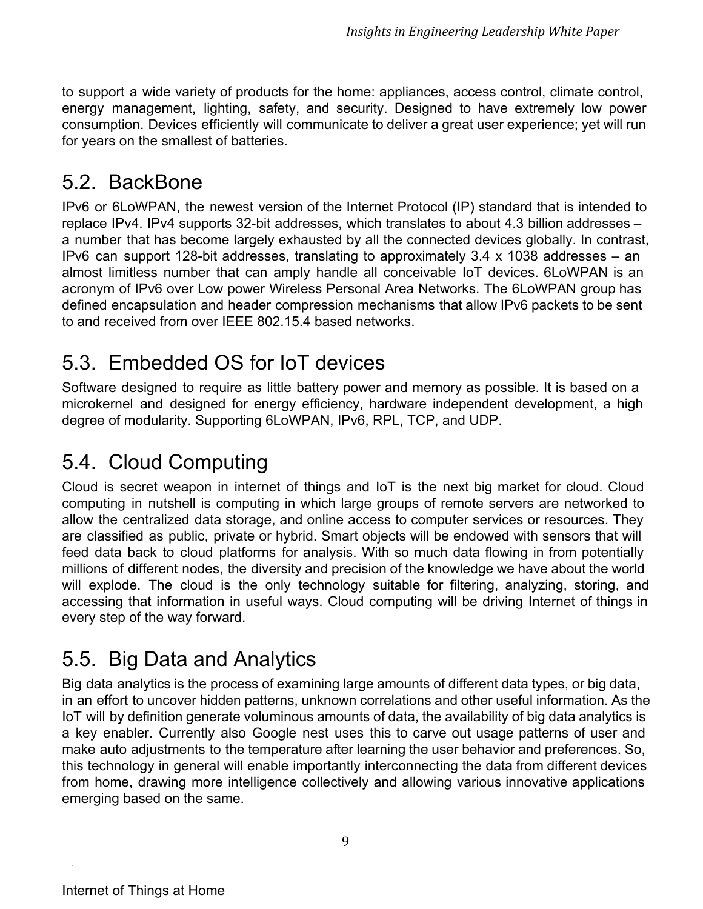to support a wide variety of products for the home: appliances, access control, climate control, energy management, lighting, safety, and security. Designed to have extremely low power consumption. Devices efficiently will communicate to deliver a great user experience; yet will run for years on the smallest of batteries.

## 5.2. BackBone

IPv6 or 6LoWPAN, the newest version of the Internet Protocol (IP) standard that is intended to replace IPv4. IPv4 supports 32-bit addresses, which translates to about 4.3 billion addresses – a number that has become largely exhausted by all the connected devices globally. In contrast, IPv6 can support 128-bit addresses, translating to approximately 3.4 x 1038 addresses – an almost limitless number that can amply handle all conceivable IoT devices. 6LoWPAN is an acronym of IPv6 over Low power Wireless Personal Area Networks. The 6LoWPAN group has defined encapsulation and header compression mechanisms that allow IPv6 packets to be sent to and received from over IEEE 802.15.4 based networks.

## 5.3. Embedded OS for IoT devices

Software designed to require as little battery power and memory as possible. It is based on a microkernel and designed for energy efficiency, hardware independent development, a high degree of modularity. Supporting 6LoWPAN, IPv6, RPL, TCP, and UDP.

## 5.4. Cloud Computing

Cloud is secret weapon in internet of things and IoT is the next big market for cloud. Cloud computing in nutshell is computing in which large groups of remote servers are networked to allow the centralized data storage, and online access to computer services or resources. They are classified as public, private or hybrid. Smart objects will be endowed with sensors that will feed data back to cloud platforms for analysis. With so much data flowing in from potentially millions of different nodes, the diversity and precision of the knowledge we have about the world will explode. The cloud is the only technology suitable for filtering, analyzing, storing, and accessing that information in useful ways. Cloud computing will be driving Internet of things in every step of the way forward.

## 5.5. Big Data and Analytics

Big data analytics is the process of examining large amounts of different data types, or big data, in an effort to uncover hidden patterns, unknown correlations and other useful information. As the IoT will by definition generate voluminous amounts of data, the availability of big data analytics is a key enabler. Currently also Google nest uses this to carve out usage patterns of user and make auto adjustments to the temperature after learning the user behavior and preferences. So, this technology in general will enable importantly interconnecting the data from different devices from home, drawing more intelligence collectively and allowing various innovative applications emerging based on the same.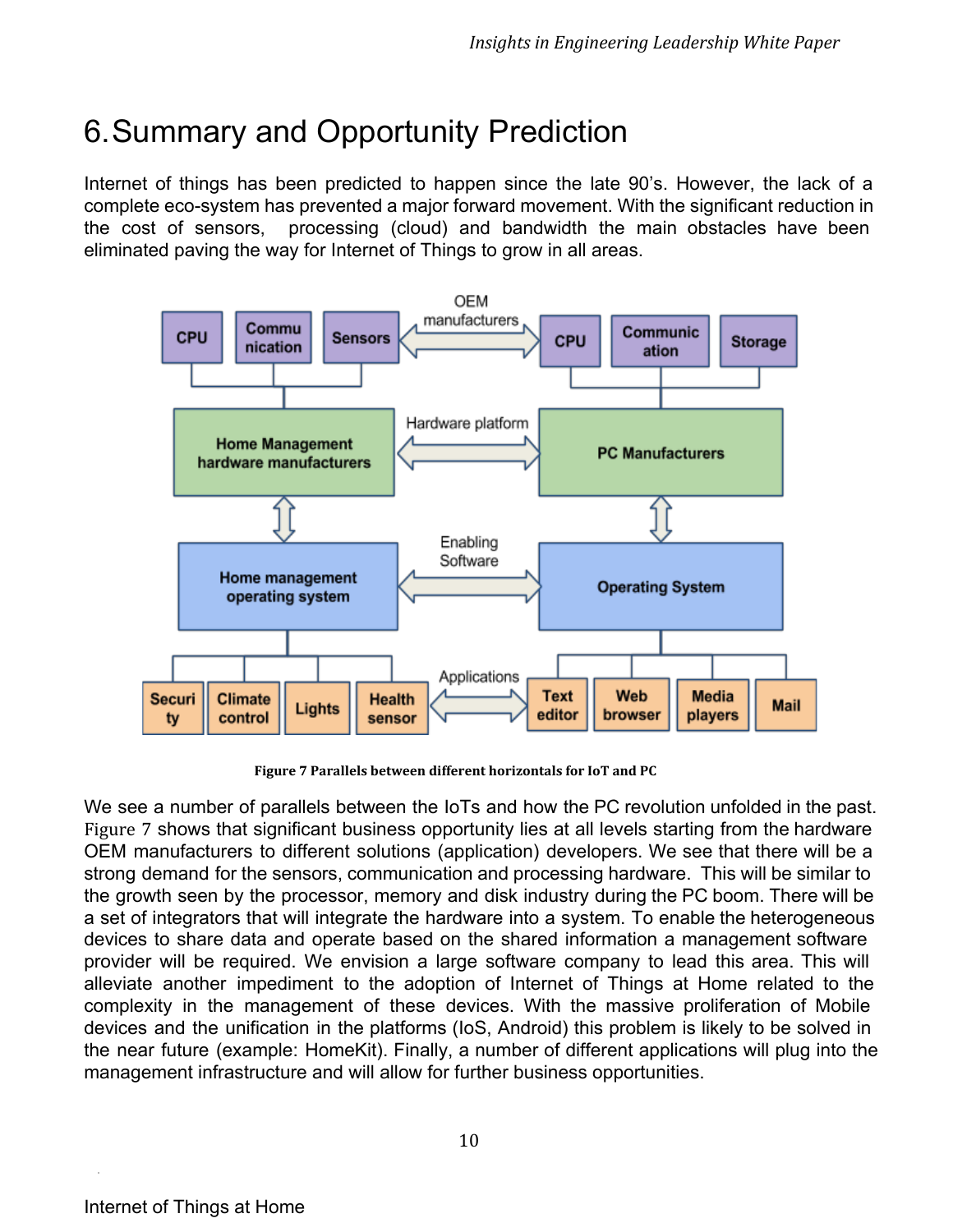# 6. Summary and Opportunity Prediction

Internet of things has been predicted to happen since the late 90's. However, the lack of a complete eco-system has prevented a major forward movement. With the significant reduction in the cost of sensors, processing (cloud) and bandwidth the main obstacles have been eliminated paving the way for Internet of Things to grow in all areas.

**Figure 7 Parallels between different horizontals for IoT and PC**

We see a number of parallels between the IoTs and how the PC revolution unfolded in the past. Figure 7 shows that significant business opportunity lies at all levels starting from the hardware OEM manufacturers to different solutions (application) developers. We see that there will be a strong demand for the sensors, communication and processing hardware. This will be similar to the growth seen by the processor, memory and disk industry during the PC boom. There will be a set of integrators that will integrate the hardware into a system. To enable the heterogeneous devices to share data and operate based on the shared information a management software provider will be required. We envision a large software company to lead this area. This will alleviate another impediment to the adoption of Internet of Things at Home related to the complexity in the management of these devices. With the massive proliferation of Mobile devices and the unification in the platforms (IoS, Android) this problem is likely to be solved in the near future (example: HomeKit). Finally, a number of different applications will plug into the management infrastructure and will allow for further business opportunities.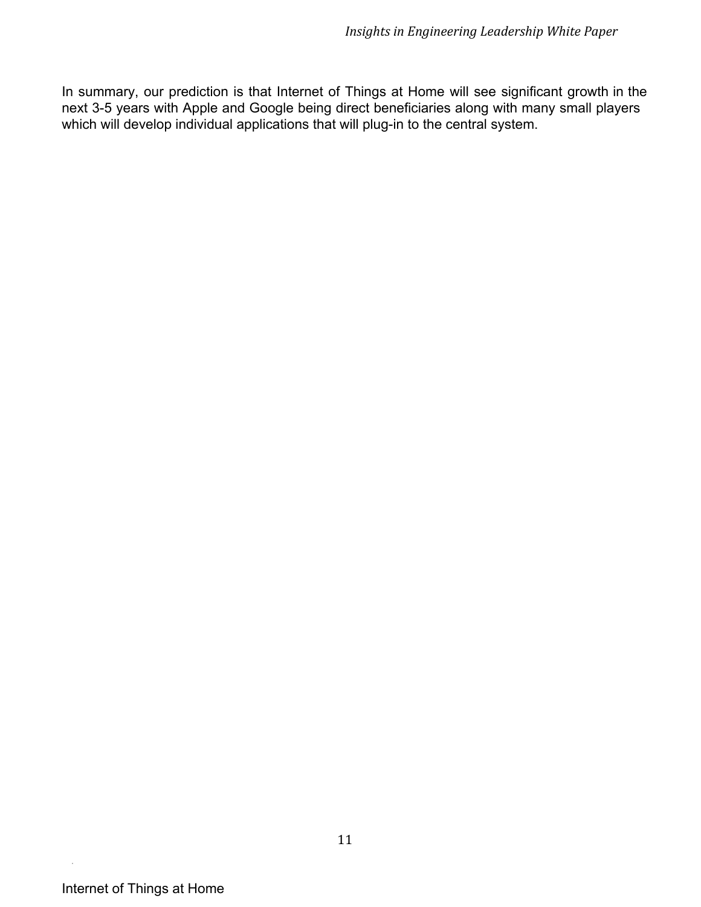In summary, our prediction is that Internet of Things at Home will see significant growth in the next 3-5 years with Apple and Google being direct beneficiaries along with many small players which will develop individual applications that will plug-in to the central system.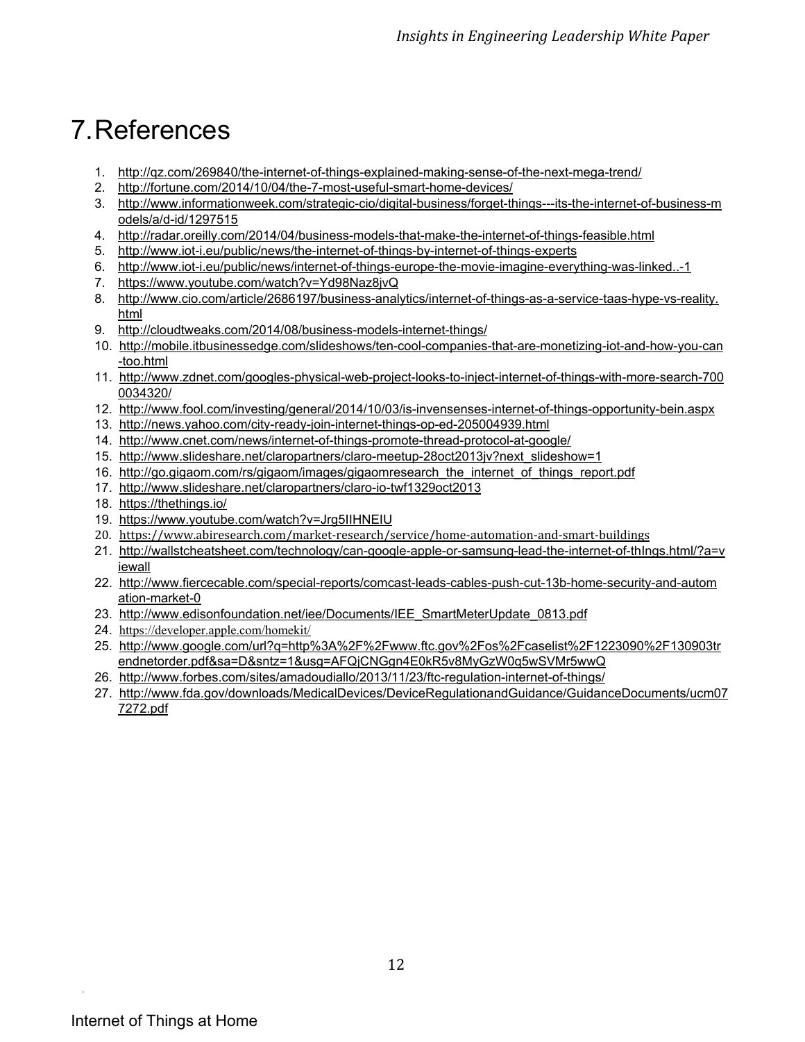# 7. References

1. http://qz.com/269840/the-internet-of-things-explained-making-sense-of-the-next-mega-trend/
2. http://fortune.com/2014/10/04/the-7-most-useful-smart-home-devices/
3. http://www.informationweek.com/strategic-cio/digital-business/forget-things---its-the-internet-of-business-models/a/d-id/1297515
4. http://radar.oreilly.com/2014/04/business-models-that-make-the-internet-of-things-feasible.html
5. http://www.iot-i.eu/public/news/the-internet-of-things-by-internet-of-things-experts
6. http://www.iot-i.eu/public/news/internet-of-things-europe-the-movie-imagine-everything-was-linked..-1
7. https://www.youtube.com/watch?v=Yd98Naz8jvQ
8. http://www.cio.com/article/2686197/business-analytics/internet-of-things-as-a-service-taas-hype-vs-reality.html
9. http://cloudtweaks.com/2014/08/business-models-internet-things/
10. http://mobile.itbusinessedge.com/slideshows/ten-cool-companies-that-are-monetizing-iot-and-how-you-can-too.html
11. http://www.zdnet.com/googles-physical-web-project-looks-to-inject-internet-of-things-with-more-search-7000034320/
12. http://www.fool.com/investing/general/2014/10/03/is-invensenses-internet-of-things-opportunity-bein.aspx
13. http://news.yahoo.com/city-ready-join-internet-things-op-ed-205004939.html
14. http://www.cnet.com/news/internet-of-things-promote-thread-protocol-at-google/
15. http://www.slideshare.net/claropartners/claro-meetup-28oct2013jv?next_slideshow=1
16. http://go.gigaom.com/rs/gigaom/images/gigaomresearch_the_internet_of_things_report.pdf
17. http://www.slideshare.net/claropartners/claro-io-twf1329oct2013
18. https://thethings.io/
19. https://www.youtube.com/watch?v=Jrg5IIHNEIU
20. https://www.abiresearch.com/market-research/service/home-automation-and-smart-buildings
21. http://wallstcheatsheet.com/technology/can-google-apple-or-samsung-lead-the-internet-of-thIngs.html/?a=viewall
22. http://www.fiercecable.com/special-reports/comcast-leads-cables-push-cut-13b-home-security-and-automation-market-0
23. http://www.edisonfoundation.net/iee/Documents/IEE_SmartMeterUpdate_0813.pdf
24. https://developer.apple.com/homekit/
25. http://www.google.com/url?q=http%3A%2F%2Fwww.ftc.gov%2Fos%2Fcaselist%2F1223090%2F130903trendnetorder.pdf&sa=D&sntz=1&usg=AFQjCNGgn4E0kR5v8MyGzW0q5wSVMr5wwQ
26. http://www.forbes.com/sites/amadoudiallo/2013/11/23/ftc-regulation-internet-of-things/
27. http://www.fda.gov/downloads/MedicalDevices/DeviceRegulationandGuidance/GuidanceDocuments/ucm077272.pdf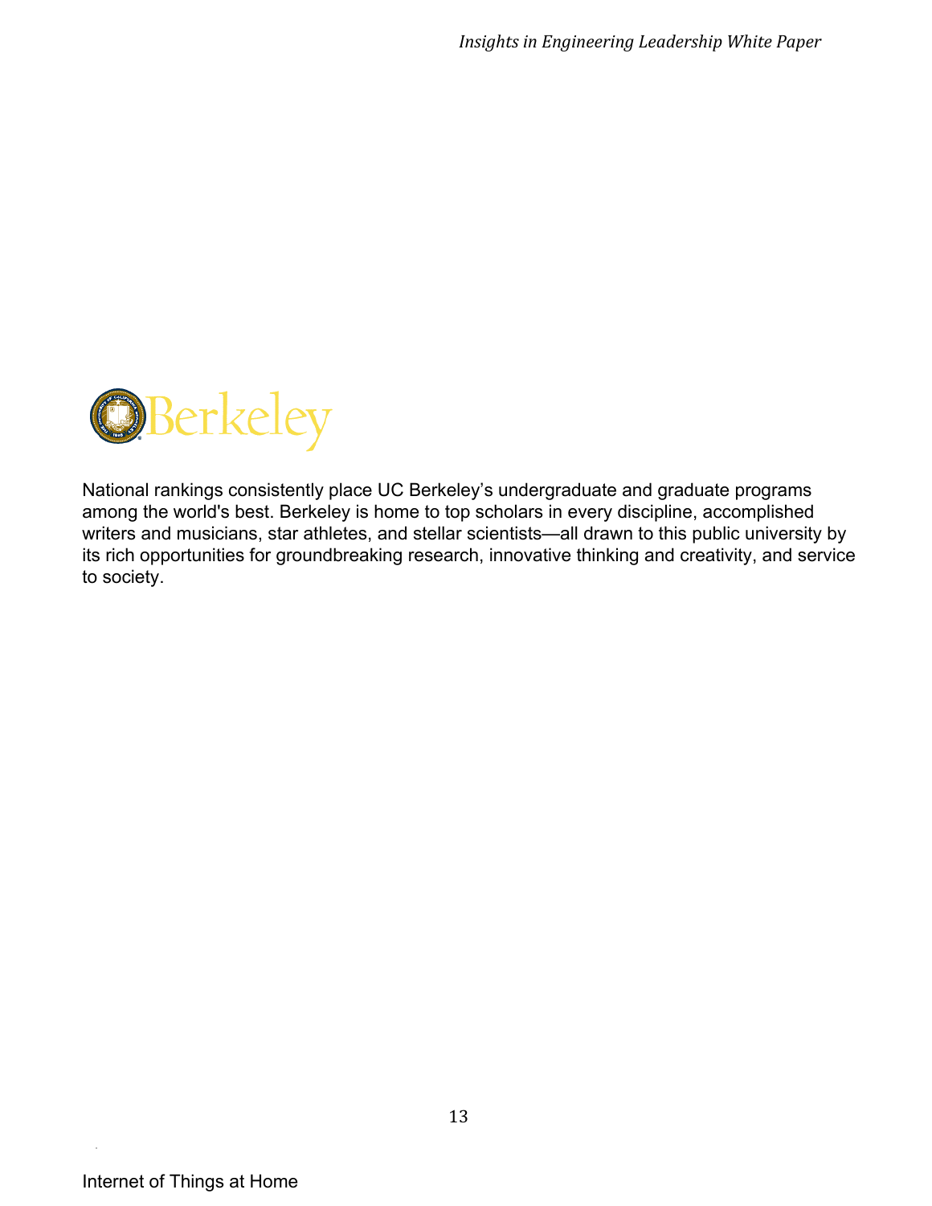National rankings consistently place UC Berkeley's undergraduate and graduate programs among the world's best. Berkeley is home to top scholars in every discipline, accomplished writers and musicians, star athletes, and stellar scientists—all drawn to this public university by its rich opportunities for groundbreaking research, innovative thinking and creativity, and service to society.